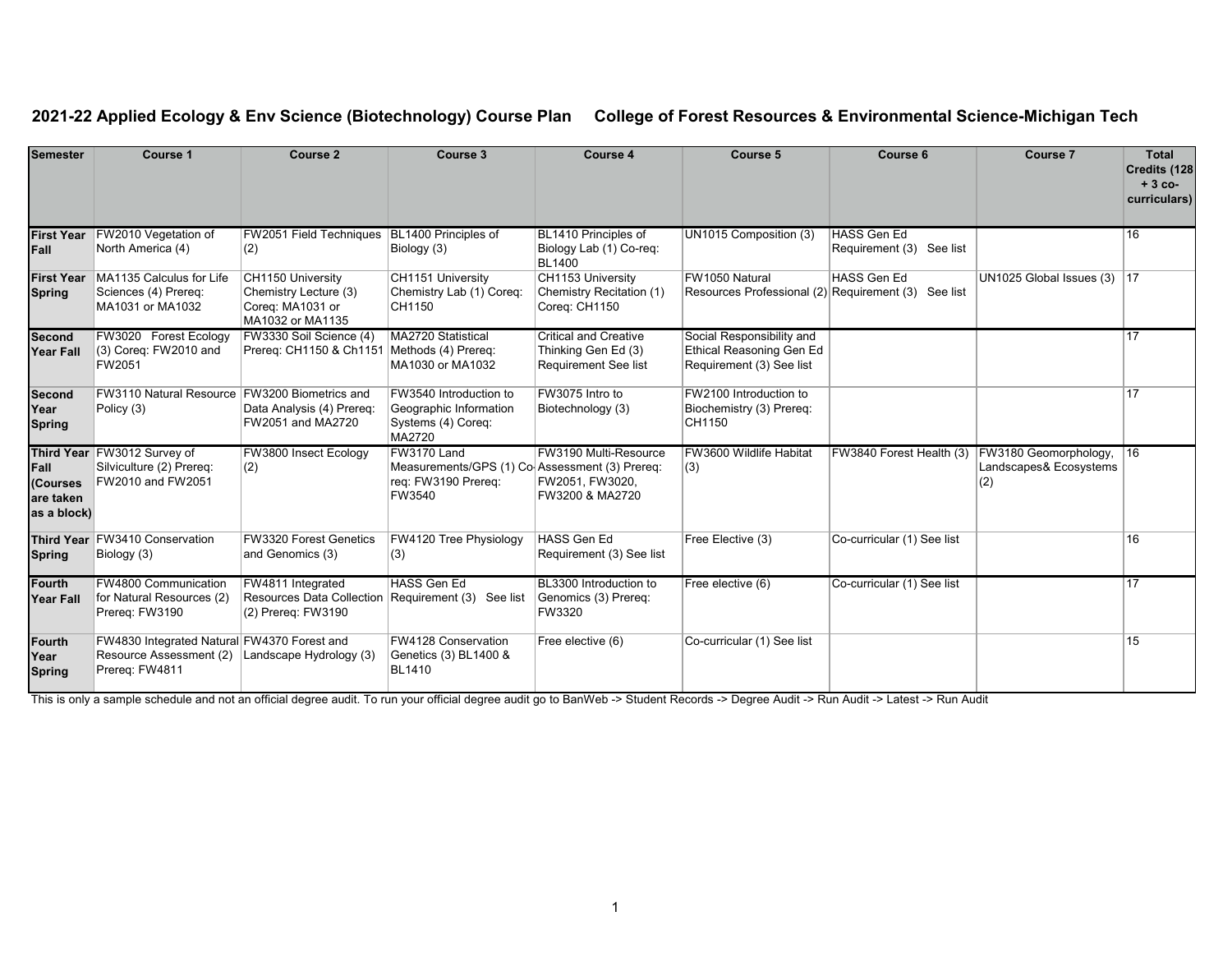## 2021-22 Applied Ecology & Env Science (Biotechnology) Course Plan College of Forest Resources & Environmental Science-Michigan Tech

| Semester | Course 1 | Course 2 | Course 3 | Course 4 | Course 5 | Course 6 | Course 7 | Total Credits (128 + 3 co-curriculars) |
|---|---|---|---|---|---|---|---|---|
| **First Year Fall** | FW2010 Vegetation of North America (4) | FW2051 Field Techniques (2) | BL1400 Principles of Biology (3) | BL1410 Principles of Biology Lab (1) Co-req: BL1400 | UN1015 Composition (3) | HASS Gen Ed Requirement (3) See list | | 16 |
| **First Year Spring** | MA1135 Calculus for Life Sciences (4) Prereq: MA1031 or MA1032 | CH1150 University Chemistry Lecture (3) Coreq: MA1031 or MA1032 or MA1135 | CH1151 University Chemistry Lab (1) Coreq: CH1150 | CH1153 University Chemistry Recitation (1) Coreq: CH1150 | FW1050 Natural Resources Professional (2) | HASS Gen Ed Requirement (3) See list | UN1025 Global Issues (3) | 17 |
| **Second Year Fall** | FW3020 Forest Ecology (3) Coreq: FW2010 and FW2051 | FW3330 Soil Science (4) Prereq: CH1150 & Ch1151 | MA2720 Statistical Methods (4) Prereq: MA1030 or MA1032 | Critical and Creative Thinking Gen Ed (3) Requirement See list | Social Responsibility and Ethical Reasoning Gen Ed Requirement (3) See list | | | 17 |
| **Second Year Spring** | FW3110 Natural Resource Policy (3) | FW3200 Biometrics and Data Analysis (4) Prereq: FW2051 and MA2720 | FW3540 Introduction to Geographic Information Systems (4) Coreq: MA2720 | FW3075 Intro to Biotechnology (3) | FW2100 Introduction to Biochemistry (3) Prereq: CH1150 | | | 17 |
| **Third Year Fall (Courses are taken as a block)** | FW3012 Survey of Silviculture (2) Prereq: FW2010 and FW2051 | FW3800 Insect Ecology (2) | FW3170 Land Measurements/GPS (1) Co-req: FW3190 Prereq: FW3540 | FW3190 Multi-Resource Assessment (3) Prereq: FW2051, FW3020, FW3200 & MA2720 | FW3600 Wildlife Habitat (3) | FW3840 Forest Health (3) | FW3180 Geomorphology, Landscapes& Ecosystems (2) | 16 |
| **Third Year Spring** | FW3410 Conservation Biology (3) | FW3320 Forest Genetics and Genomics (3) | FW4120 Tree Physiology (3) | HASS Gen Ed Requirement (3) See list | Free Elective (3) | Co-curricular (1) See list | | 16 |
| **Fourth Year Fall** | FW4800 Communication for Natural Resources (2) Prereq: FW3190 | FW4811 Integrated Resources Data Collection (2) Prereq: FW3190 | HASS Gen Ed Requirement (3) See list | BL3300 Introduction to Genomics (3) Prereq: FW3320 | Free elective (6) | Co-curricular (1) See list | | 17 |
| **Fourth Year Spring** | FW4830 Integrated Natural Resource Assessment (2) Prereq: FW4811 | FW4370 Forest and Landscape Hydrology (3) | FW4128 Conservation Genetics (3) BL1400 & BL1410 | Free elective (6) | Co-curricular (1) See list | | | 15 |

This is only a sample schedule and not an official degree audit. To run your official degree audit go to BanWeb -> Student Records -> Degree Audit -> Run Audit -> Latest -> Run Audit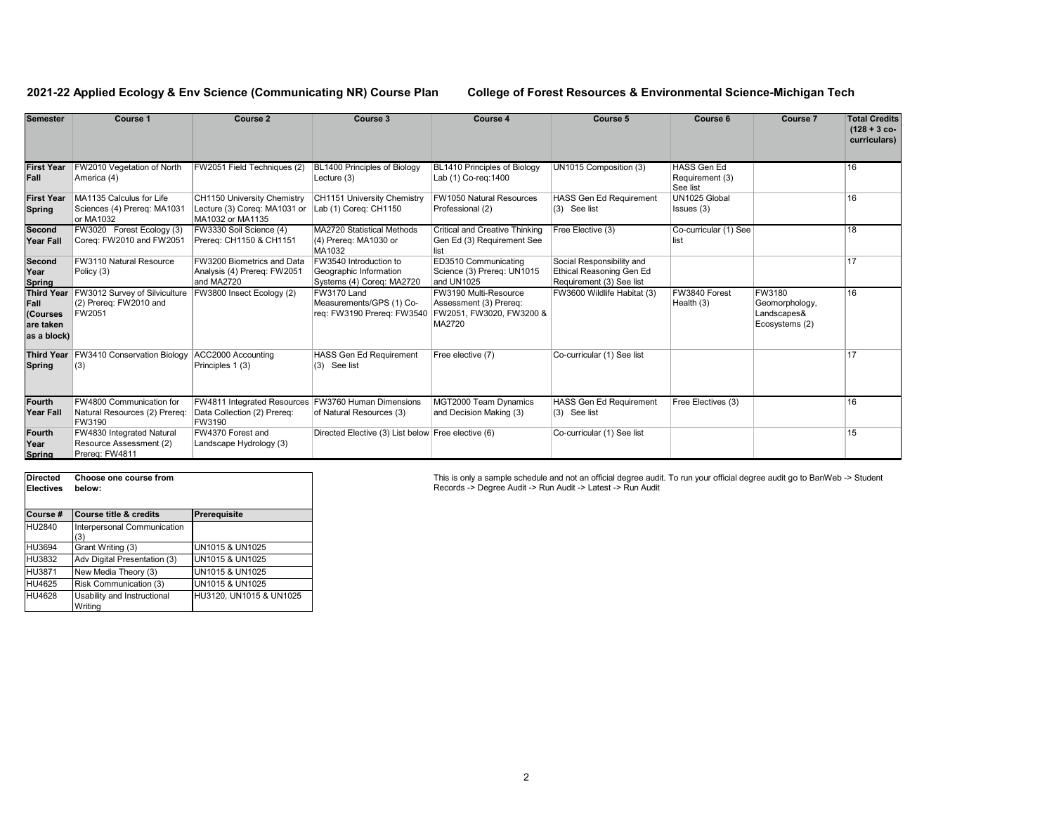**2021-22 Applied Ecology & Env Science (Communicating NR) Course Plan** **College of Forest Resources & Environmental Science-Michigan Tech**

| Semester | Course 1 | Course 2 | Course 3 | Course 4 | Course 5 | Course 6 | Course 7 | Total Credits (128 + 3 co-curriculars) |
|---|---|---|---|---|---|---|---|---|
| **First Year Fall** | FW2010 Vegetation of North America (4) | FW2051 Field Techniques (2) | BL1400 Principles of Biology Lecture (3) | BL1410 Principles of Biology Lab (1) Co-req:1400 | UN1015 Composition (3) | HASS Gen Ed Requirement (3) See list | | 16 |
| **First Year Spring** | MA1135 Calculus for Life Sciences (4) Prereq: MA1031 or MA1032 | CH1150 University Chemistry Lecture (3) Coreq: MA1031 or MA1032 or MA1135 | CH1151 University Chemistry Lab (1) Coreq: CH1150 | FW1050 Natural Resources Professional (2) | HASS Gen Ed Requirement (3) See list | UN1025 Global Issues (3) | | 16 |
| **Second Year Fall** | FW3020 Forest Ecology (3) Coreq: FW2010 and FW2051 | FW3330 Soil Science (4) Prereq: CH1150 & CH1151 | MA2720 Statistical Methods (4) Prereq: MA1030 or MA1032 | Critical and Creative Thinking Gen Ed (3) Requirement See list | Free Elective (3) | Co-curricular (1) See list | | 18 |
| **Second Year Spring** | FW3110 Natural Resource Policy (3) | FW3200 Biometrics and Data Analysis (4) Prereq: FW2051 and MA2720 | FW3540 Introduction to Geographic Information Systems (4) Coreq: MA2720 | ED3510 Communicating Science (3) Prereq: UN1015 and UN1025 | Social Responsibility and Ethical Reasoning Gen Ed Requirement (3) See list | | | 17 |
| **Third Year Fall (Courses are taken as a block)** | FW3012 Survey of Silviculture (2) Prereq: FW2010 and FW2051 | FW3800 Insect Ecology (2) | FW3170 Land Measurements/GPS (1) Co-req: FW3190 Prereq: FW3540 | FW3190 Multi-Resource Assessment (3) Prereq: FW2051, FW3020, FW3200 & MA2720 | FW3600 Wildlife Habitat (3) | FW3840 Forest Health (3) | FW3180 Geomorphology, Landscapes& Ecosystems (2) | 16 |
| **Third Year Spring** | FW3410 Conservation Biology (3) | ACC2000 Accounting Principles 1 (3) | HASS Gen Ed Requirement (3) See list | Free elective (7) | Co-curricular (1) See list | | | 17 |
| **Fourth Year Fall** | FW4800 Communication for Natural Resources (2) Prereq: FW3190 | FW4811 Integrated Resources Data Collection (2) Prereq: FW3190 | FW3760 Human Dimensions of Natural Resources (3) | MGT2000 Team Dynamics and Decision Making (3) | HASS Gen Ed Requirement (3) See list | Free Electives (3) | | 16 |
| **Fourth Year Spring** | FW4830 Integrated Natural Resource Assessment (2) Prereq: FW4811 | FW4370 Forest and Landscape Hydrology (3) | Directed Elective (3) List below | Free elective (6) | Co-curricular (1) See list | | | 15 |

| Directed Electives | Choose one course from below: | |
|---|---|---|
| **Course #** | **Course title & credits** | **Prerequisite** |
| HU2840 | Interpersonal Communication (3) | |
| HU3694 | Grant Writing (3) | UN1015 & UN1025 |
| HU3832 | Adv Digital Presentation (3) | UN1015 & UN1025 |
| HU3871 | New Media Theory (3) | UN1015 & UN1025 |
| HU4625 | Risk Communication (3) | UN1015 & UN1025 |
| HU4628 | Usability and Instructional Writing | HU3120, UN1015 & UN1025 |

This is only a sample schedule and not an official degree audit. To run your official degree audit go to BanWeb -> Student Records -> Degree Audit -> Run Audit -> Latest -> Run Audit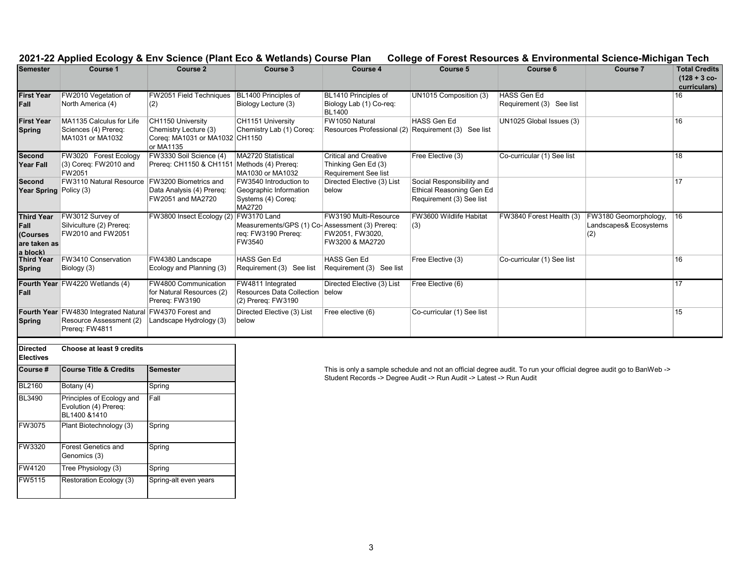## 2021-22 Applied Ecology & Env Science (Plant Eco & Wetlands) Course Plan College of Forest Resources & Environmental Science-Michigan Tech

| Semester | Course 1 | Course 2 | Course 3 | Course 4 | Course 5 | Course 6 | Course 7 | Total Credits (128 + 3 co-curriculars) |
|---|---|---|---|---|---|---|---|---|
| **First Year Fall** | FW2010 Vegetation of North America (4) | FW2051 Field Techniques (2) | BL1400 Principles of Biology Lecture (3) | BL1410 Principles of Biology Lab (1) Co-req: BL1400 | UN1015 Composition (3) | HASS Gen Ed Requirement (3) See list | | 16 |
| **First Year Spring** | MA1135 Calculus for Life Sciences (4) Prereq: MA1031 or MA1032 | CH1150 University Chemistry Lecture (3) Coreq: MA1031 or MA1032 or MA1135 | CH1151 University Chemistry Lab (1) Coreq: CH1150 | FW1050 Natural Resources Professional (2) | HASS Gen Ed Requirement (3) See list | UN1025 Global Issues (3) | | 16 |
| **Second Year Fall** | FW3020 Forest Ecology (3) Coreq: FW2010 and FW2051 | FW3330 Soil Science (4) Prereq: CH1150 & CH1151 | MA2720 Statistical Methods (4) Prereq: MA1030 or MA1032 | Critical and Creative Thinking Gen Ed (3) Requirement See list | Free Elective (3) | Co-curricular (1) See list | | 18 |
| **Second Year Spring** | FW3110 Natural Resource Policy (3) | FW3200 Biometrics and Data Analysis (4) Prereq: FW2051 and MA2720 | FW3540 Introduction to Geographic Information Systems (4) Coreq: MA2720 | Directed Elective (3) List below | Social Responsibility and Ethical Reasoning Gen Ed Requirement (3) See list | | | 17 |
| **Third Year Fall (Courses are taken as a block)** | FW3012 Survey of Silviculture (2) Prereq: FW2010 and FW2051 | FW3800 Insect Ecology (2) | FW3170 Land Measurements/GPS (1) Co-req: FW3190 Prereq: FW3540 | FW3190 Multi-Resource Assessment (3) Prereq: FW2051, FW3020, FW3200 & MA2720 | FW3600 Wildlife Habitat (3) | FW3840 Forest Health (3) | FW3180 Geomorphology, Landscapes& Ecosystems (2) | 16 |
| **Third Year Spring** | FW3410 Conservation Biology (3) | FW4380 Landscape Ecology and Planning (3) | HASS Gen Ed Requirement (3) See list | HASS Gen Ed Requirement (3) See list | Free Elective (3) | Co-curricular (1) See list | | 16 |
| **Fourth Year Fall** | FW4220 Wetlands (4) | FW4800 Communication for Natural Resources (2) Prereq: FW3190 | FW4811 Integrated Resources Data Collection (2) Prereq: FW3190 | Directed Elective (3) List below | Free Elective (6) | | | 17 |
| **Fourth Year Spring** | FW4830 Integrated Natural Resource Assessment (2) Prereq: FW4811 | FW4370 Forest and Landscape Hydrology (3) | Directed Elective (3) List below | Free elective (6) | Co-curricular (1) See list | | | 15 |

| Directed Electives | Choose at least 9 credits | |
|---|---|---|
| **Course #** | **Course Title & Credits** | **Semester** |
| BL2160 | Botany (4) | Spring |
| BL3490 | Principles of Ecology and Evolution (4) Prereq: BL1400 &1410 | Fall |
| FW3075 | Plant Biotechnology (3) | Spring |
| FW3320 | Forest Genetics and Genomics (3) | Spring |
| FW4120 | Tree Physiology (3) | Spring |
| FW5115 | Restoration Ecology (3) | Spring-alt even years |

This is only a sample schedule and not an official degree audit. To run your official degree audit go to BanWeb -> Student Records -> Degree Audit -> Run Audit -> Latest -> Run Audit